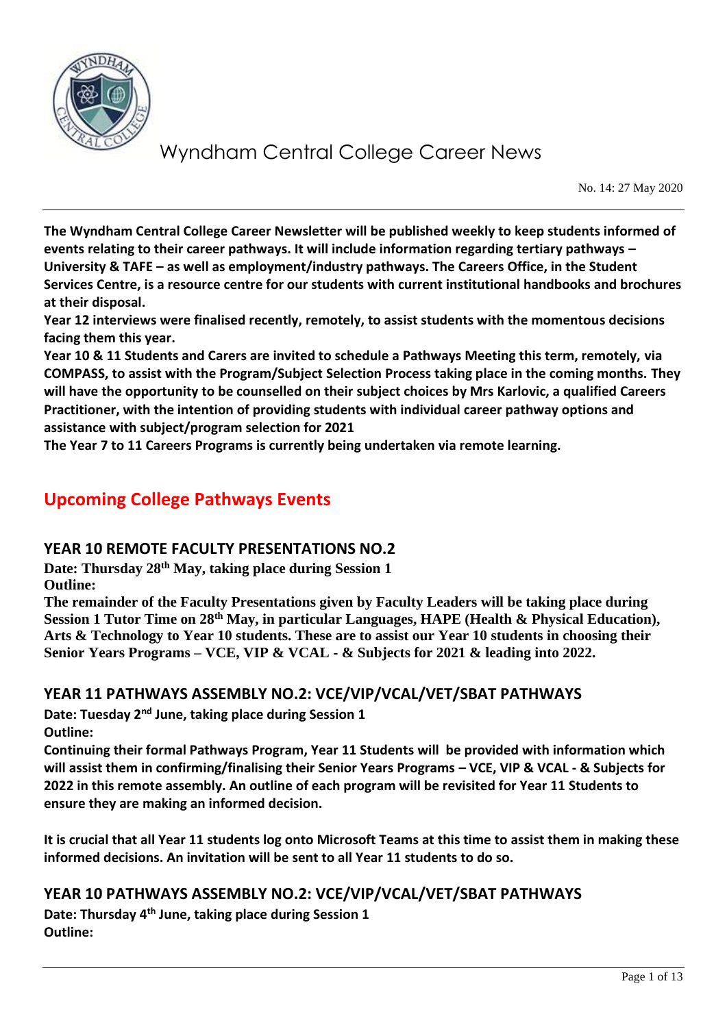# Wyndham Central College Career News

No. 14: 27 May 2020

**The Wyndham Central College Career Newsletter will be published weekly to keep students informed of events relating to their career pathways. It will include information regarding tertiary pathways – University & TAFE – as well as employment/industry pathways. The Careers Office, in the Student Services Centre, is a resource centre for our students with current institutional handbooks and brochures at their disposal.**

**Year 12 interviews were finalised recently, remotely, to assist students with the momentous decisions facing them this year.**

**Year 10 & 11 Students and Carers are invited to schedule a Pathways Meeting this term, remotely, via COMPASS, to assist with the Program/Subject Selection Process taking place in the coming months. They will have the opportunity to be counselled on their subject choices by Mrs Karlovic, a qualified Careers Practitioner, with the intention of providing students with individual career pathway options and assistance with subject/program selection for 2021**

**The Year 7 to 11 Careers Programs is currently being undertaken via remote learning.**

## Upcoming College Pathways Events

### YEAR 10 REMOTE FACULTY PRESENTATIONS NO.2

**Date: Thursday 28th May, taking place during Session 1**

**Outline:**

**The remainder of the Faculty Presentations given by Faculty Leaders will be taking place during Session 1 Tutor Time on 28th May, in particular Languages, HAPE (Health & Physical Education), Arts & Technology to Year 10 students. These are to assist our Year 10 students in choosing their Senior Years Programs – VCE, VIP & VCAL - & Subjects for 2021 & leading into 2022.**

### YEAR 11 PATHWAYS ASSEMBLY NO.2: VCE/VIP/VCAL/VET/SBAT PATHWAYS

**Date: Tuesday 2nd June, taking place during Session 1**

**Outline:**

**Continuing their formal Pathways Program, Year 11 Students will be provided with information which will assist them in confirming/finalising their Senior Years Programs – VCE, VIP & VCAL - & Subjects for 2022 in this remote assembly. An outline of each program will be revisited for Year 11 Students to ensure they are making an informed decision.**

**It is crucial that all Year 11 students log onto Microsoft Teams at this time to assist them in making these informed decisions. An invitation will be sent to all Year 11 students to do so.**

### YEAR 10 PATHWAYS ASSEMBLY NO.2: VCE/VIP/VCAL/VET/SBAT PATHWAYS

**Date: Thursday 4th June, taking place during Session 1**

**Outline:**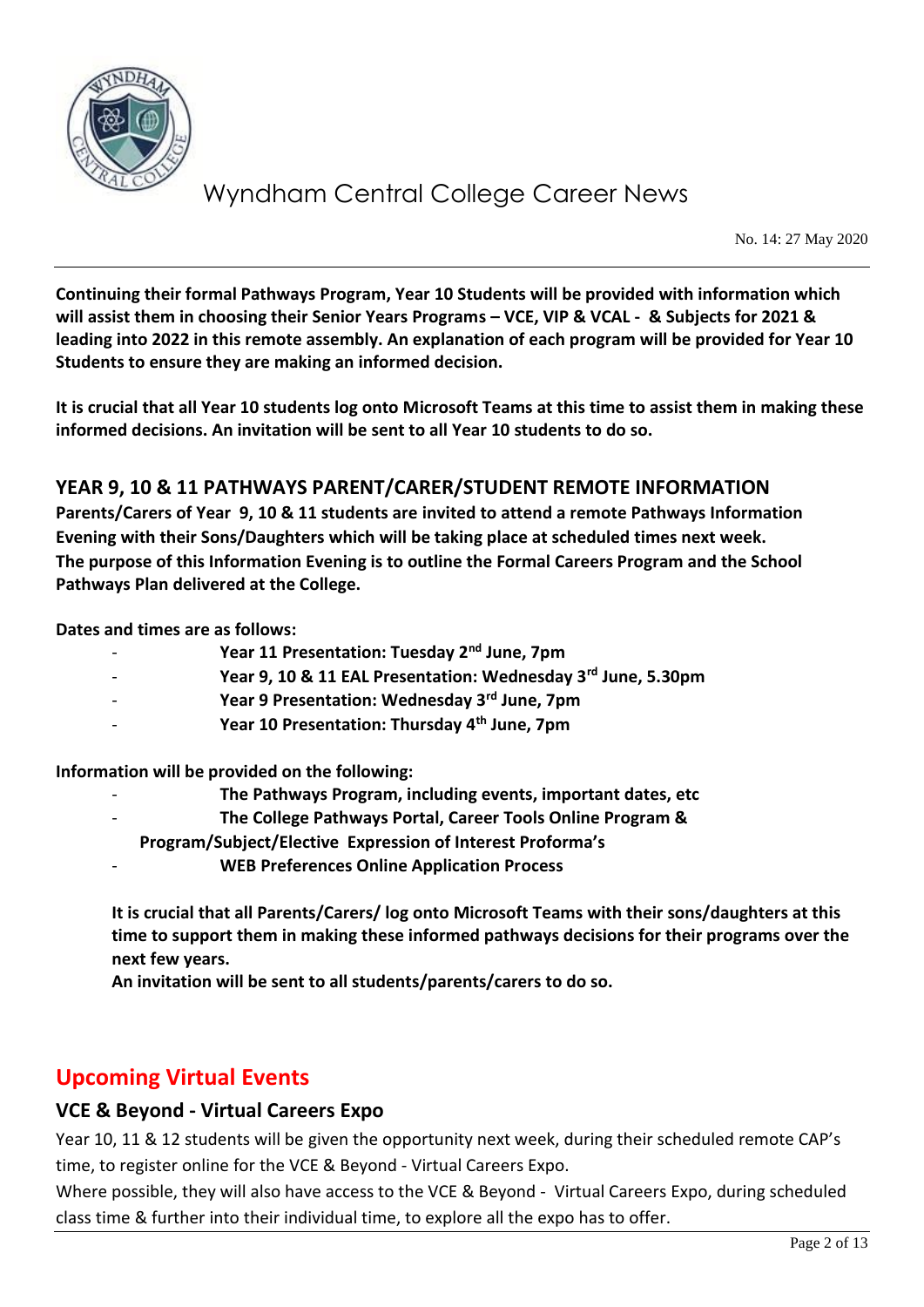**Continuing their formal Pathways Program, Year 10 Students will be provided with information which will assist them in choosing their Senior Years Programs – VCE, VIP & VCAL - & Subjects for 2021 & leading into 2022 in this remote assembly. An explanation of each program will be provided for Year 10 Students to ensure they are making an informed decision.**

**It is crucial that all Year 10 students log onto Microsoft Teams at this time to assist them in making these informed decisions. An invitation will be sent to all Year 10 students to do so.**

## YEAR 9, 10 & 11 PATHWAYS PARENT/CARER/STUDENT REMOTE INFORMATION

**Parents/Carers of Year 9, 10 & 11 students are invited to attend a remote Pathways Information Evening with their Sons/Daughters which will be taking place at scheduled times next week. The purpose of this Information Evening is to outline the Formal Careers Program and the School Pathways Plan delivered at the College.**

**Dates and times are as follows:**

- **Year 11 Presentation: Tuesday 2nd June, 7pm**
- **Year 9, 10 & 11 EAL Presentation: Wednesday 3rd June, 5.30pm**
- **Year 9 Presentation: Wednesday 3rd June, 7pm**
- **Year 10 Presentation: Thursday 4th June, 7pm**

**Information will be provided on the following:**

- **The Pathways Program, including events, important dates, etc**
- **The College Pathways Portal, Career Tools Online Program & Program/Subject/Elective Expression of Interest Proforma's**
- **WEB Preferences Online Application Process**

**It is crucial that all Parents/Carers/ log onto Microsoft Teams with their sons/daughters at this time to support them in making these informed pathways decisions for their programs over the next few years.**
**An invitation will be sent to all students/parents/carers to do so.**

# Upcoming Virtual Events

## VCE & Beyond - Virtual Careers Expo

Year 10, 11 & 12 students will be given the opportunity next week, during their scheduled remote CAP's time, to register online for the VCE & Beyond - Virtual Careers Expo.
Where possible, they will also have access to the VCE & Beyond - Virtual Careers Expo, during scheduled class time & further into their individual time, to explore all the expo has to offer.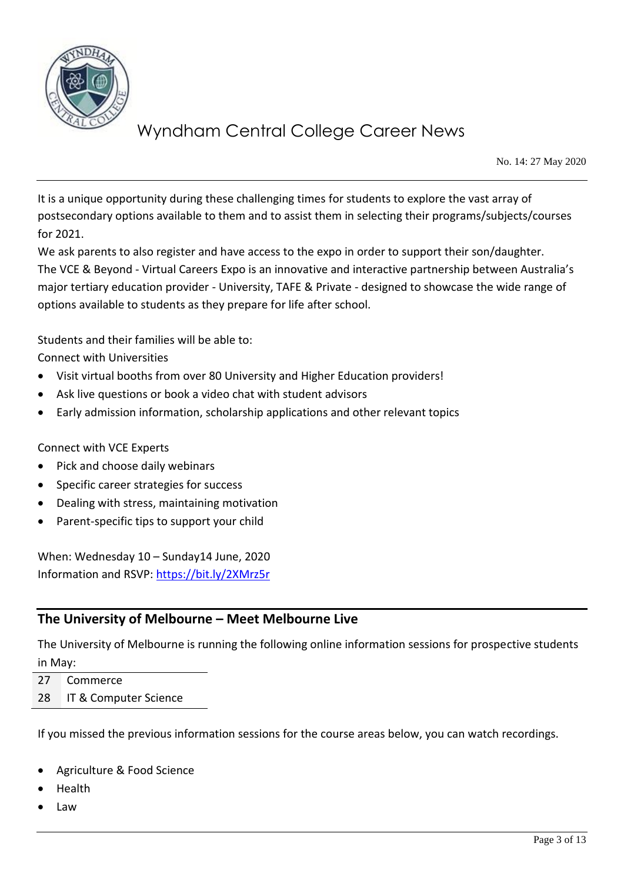It is a unique opportunity during these challenging times for students to explore the vast array of postsecondary options available to them and to assist them in selecting their programs/subjects/courses for 2021.

We ask parents to also register and have access to the expo in order to support their son/daughter.

The VCE & Beyond - Virtual Careers Expo is an innovative and interactive partnership between Australia's major tertiary education provider - University, TAFE & Private - designed to showcase the wide range of options available to students as they prepare for life after school.

Students and their families will be able to:

Connect with Universities

- Visit virtual booths from over 80 University and Higher Education providers!
- Ask live questions or book a video chat with student advisors
- Early admission information, scholarship applications and other relevant topics

Connect with VCE Experts

- Pick and choose daily webinars
- Specific career strategies for success
- Dealing with stress, maintaining motivation
- Parent-specific tips to support your child

When: Wednesday 10 – Sunday14 June, 2020
Information and RSVP: https://bit.ly/2XMrz5r

## The University of Melbourne – Meet Melbourne Live

The University of Melbourne is running the following online information sessions for prospective students in May:

| | |
|---|---|
| 27 | Commerce |
| 28 | IT & Computer Science |

If you missed the previous information sessions for the course areas below, you can watch recordings.

- Agriculture & Food Science
- Health
- Law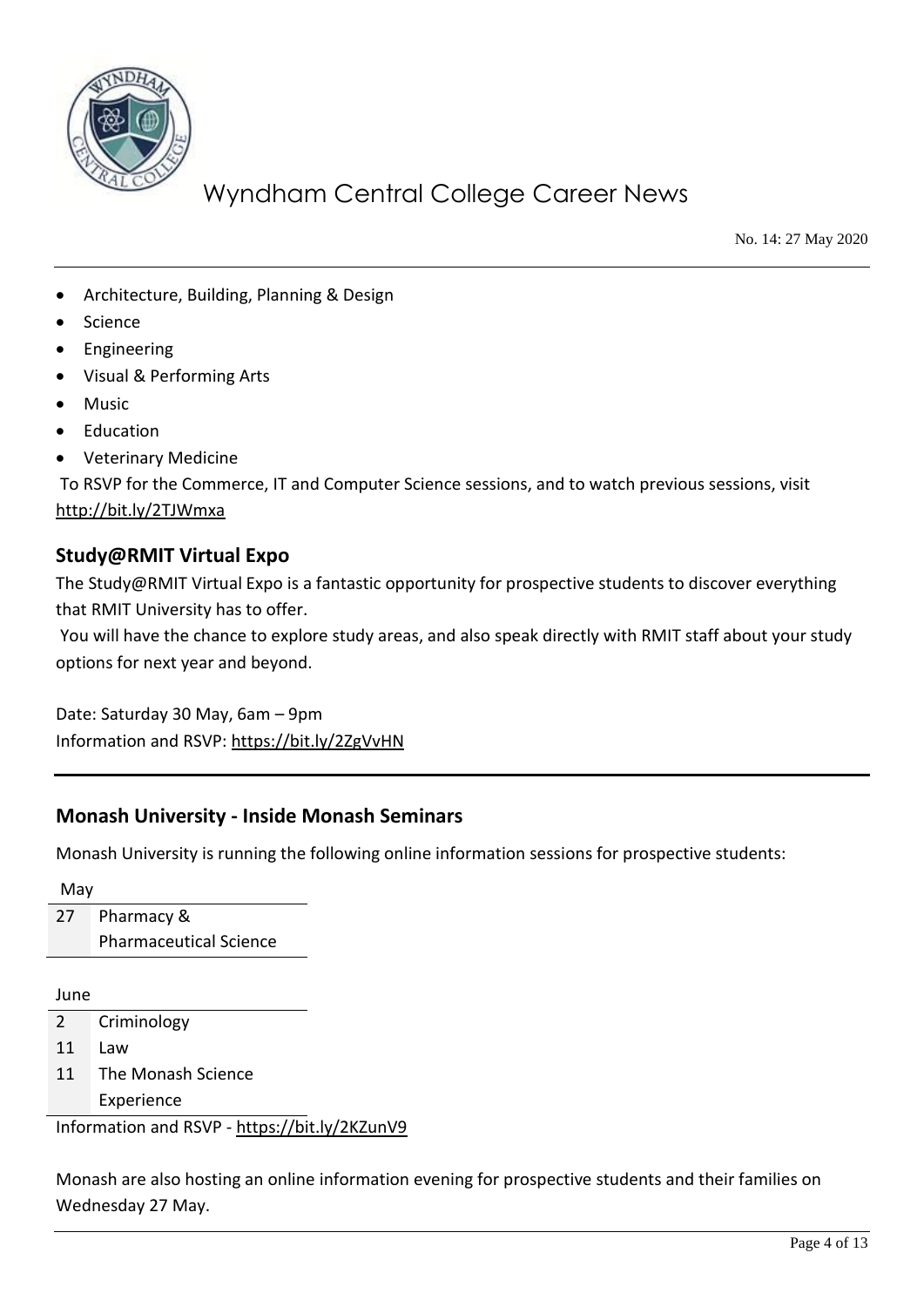- Architecture, Building, Planning & Design
- Science
- Engineering
- Visual & Performing Arts
- Music
- Education
- Veterinary Medicine

To RSVP for the Commerce, IT and Computer Science sessions, and to watch previous sessions, visit http://bit.ly/2TJWmxa

### Study@RMIT Virtual Expo

The Study@RMIT Virtual Expo is a fantastic opportunity for prospective students to discover everything that RMIT University has to offer.

You will have the chance to explore study areas, and also speak directly with RMIT staff about your study options for next year and beyond.

Date: Saturday 30 May, 6am – 9pm
Information and RSVP: https://bit.ly/2ZgVvHN

---

### Monash University - Inside Monash Seminars

Monash University is running the following online information sessions for prospective students:

| May | |
|---|---|
| 27 | Pharmacy & Pharmaceutical Science |

| June | |
|---|---|
| 2 | Criminology |
| 11 | Law |
| 11 | The Monash Science Experience |

Information and RSVP - https://bit.ly/2KZunV9

Monash are also hosting an online information evening for prospective students and their families on Wednesday 27 May.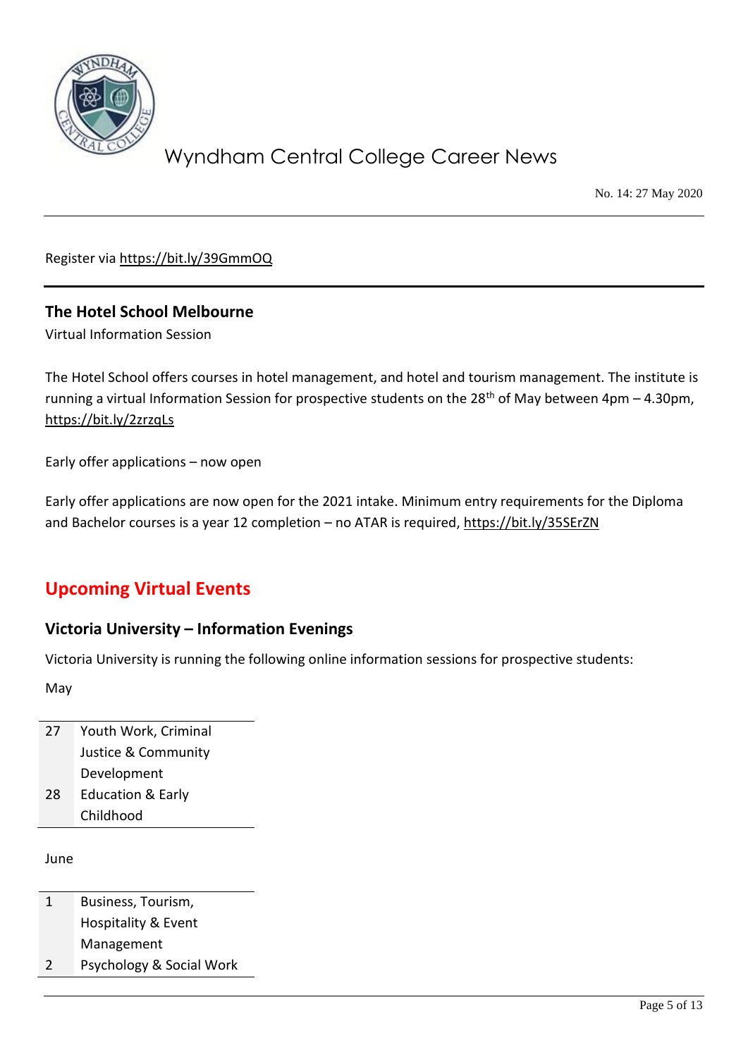Register via https://bit.ly/39GmmOQ

---

## The Hotel School Melbourne

Virtual Information Session

The Hotel School offers courses in hotel management, and hotel and tourism management. The institute is running a virtual Information Session for prospective students on the 28th of May between 4pm – 4.30pm, https://bit.ly/2zrzqLs

Early offer applications – now open

Early offer applications are now open for the 2021 intake. Minimum entry requirements for the Diploma and Bachelor courses is a year 12 completion – no ATAR is required, https://bit.ly/35SErZN

# Upcoming Virtual Events

## Victoria University – Information Evenings

Victoria University is running the following online information sessions for prospective students:

May

| | |
|---|---|
| 27 | Youth Work, Criminal Justice & Community Development |
| 28 | Education & Early Childhood |

June

| | |
|---|---|
| 1 | Business, Tourism, Hospitality & Event Management |
| 2 | Psychology & Social Work |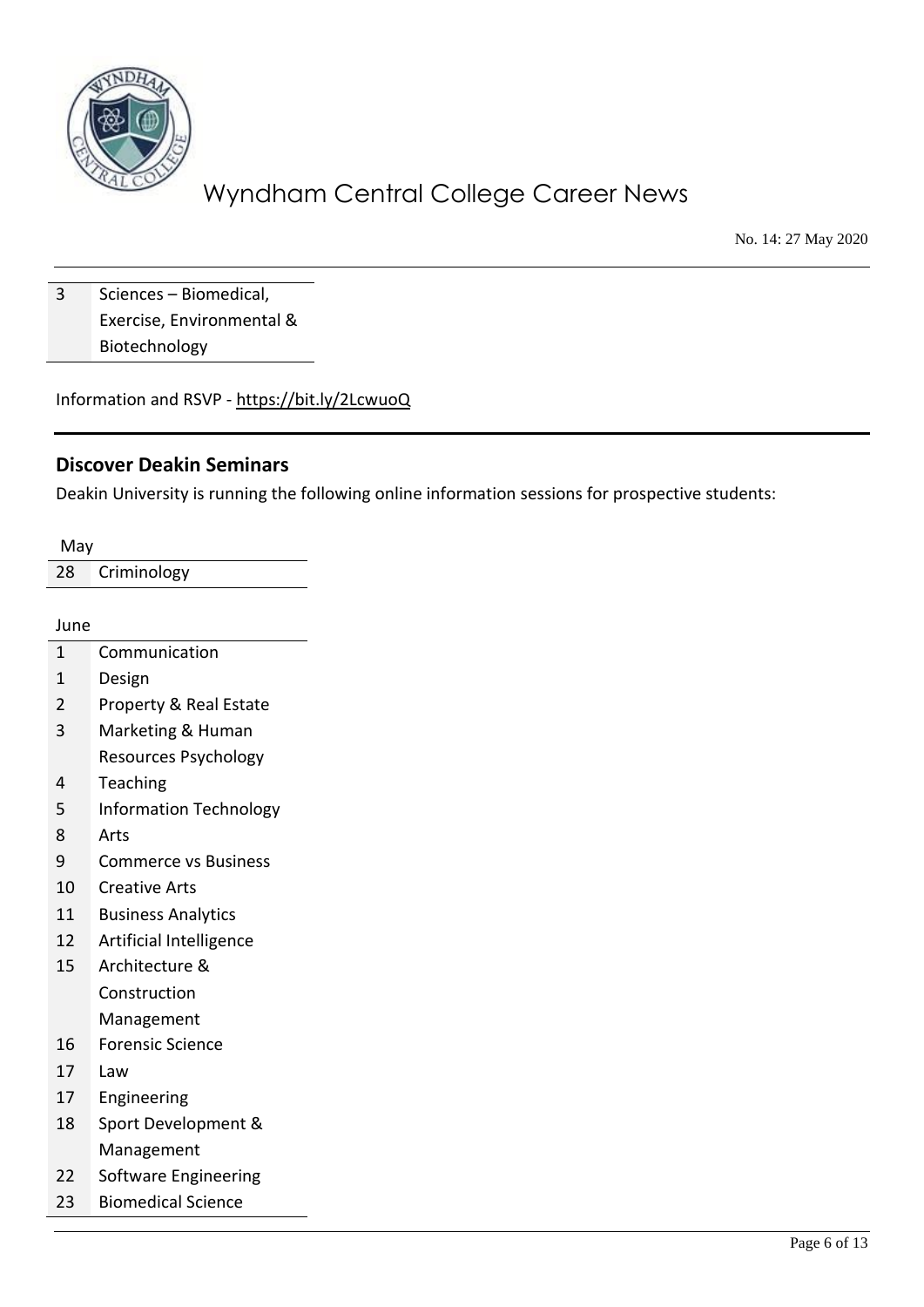| 3 | Sciences – Biomedical, Exercise, Environmental & Biotechnology |
|---|---|

Information and RSVP - https://bit.ly/2LcwuoQ

## Discover Deakin Seminars

Deakin University is running the following online information sessions for prospective students:

| May | |
|---|---|
| 28 | Criminology |

| June | |
|---|---|
| 1 | Communication |
| 1 | Design |
| 2 | Property & Real Estate |
| 3 | Marketing & Human Resources Psychology |
| 4 | Teaching |
| 5 | Information Technology |
| 8 | Arts |
| 9 | Commerce vs Business |
| 10 | Creative Arts |
| 11 | Business Analytics |
| 12 | Artificial Intelligence |
| 15 | Architecture & Construction Management |
| 16 | Forensic Science |
| 17 | Law |
| 17 | Engineering |
| 18 | Sport Development & Management |
| 22 | Software Engineering |
| 23 | Biomedical Science |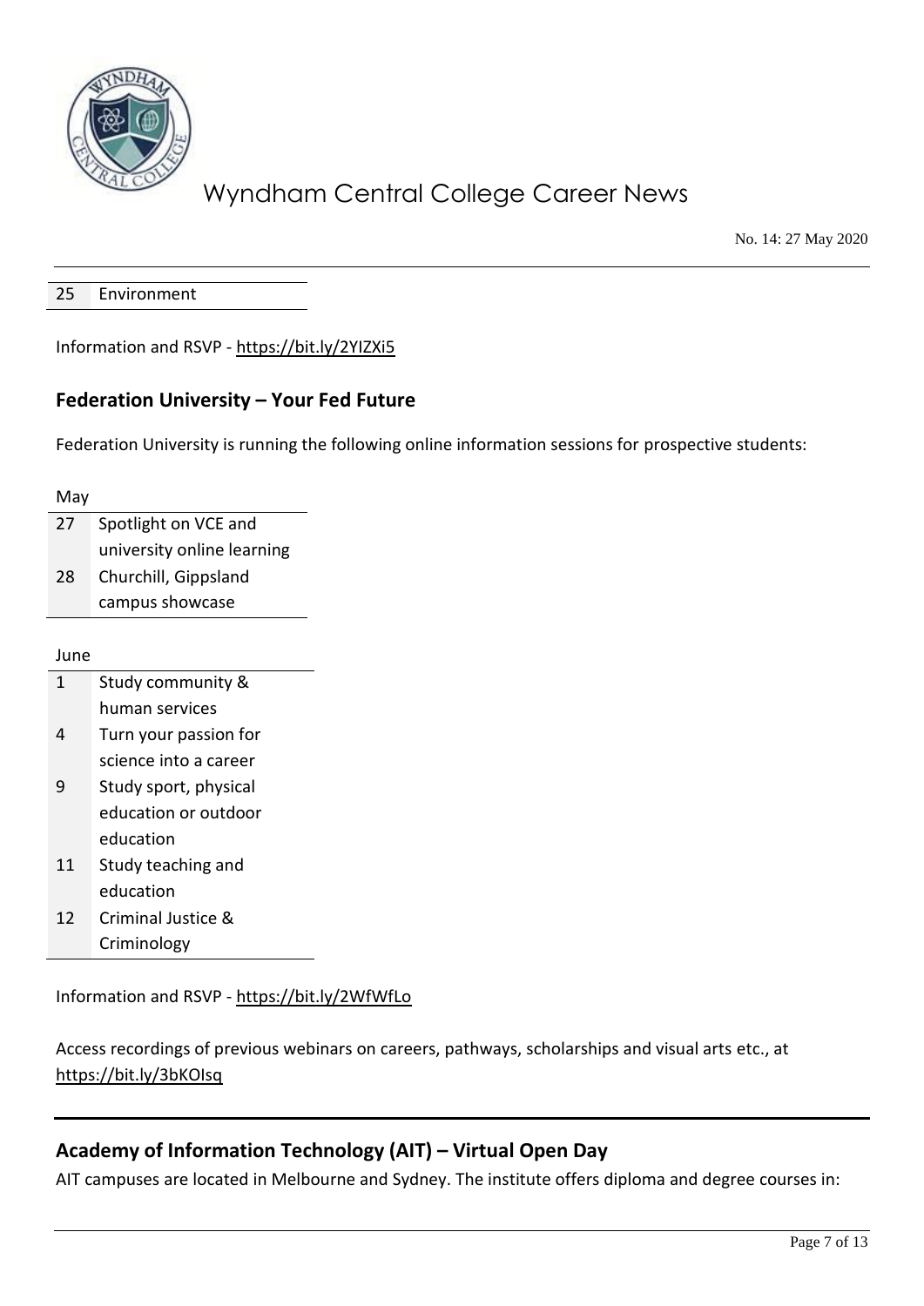| | |
|---|---|
| 25 | Environment |

Information and RSVP - https://bit.ly/2YIZXi5

### Federation University – Your Fed Future

Federation University is running the following online information sessions for prospective students:

| May | |
|---|---|
| 27 | Spotlight on VCE and university online learning |
| 28 | Churchill, Gippsland campus showcase |

| June | |
|---|---|
| 1 | Study community & human services |
| 4 | Turn your passion for science into a career |
| 9 | Study sport, physical education or outdoor education |
| 11 | Study teaching and education |
| 12 | Criminal Justice & Criminology |

Information and RSVP - https://bit.ly/2WfWfLo

Access recordings of previous webinars on careers, pathways, scholarships and visual arts etc., at https://bit.ly/3bKOIsq

### Academy of Information Technology (AIT) – Virtual Open Day

AIT campuses are located in Melbourne and Sydney. The institute offers diploma and degree courses in: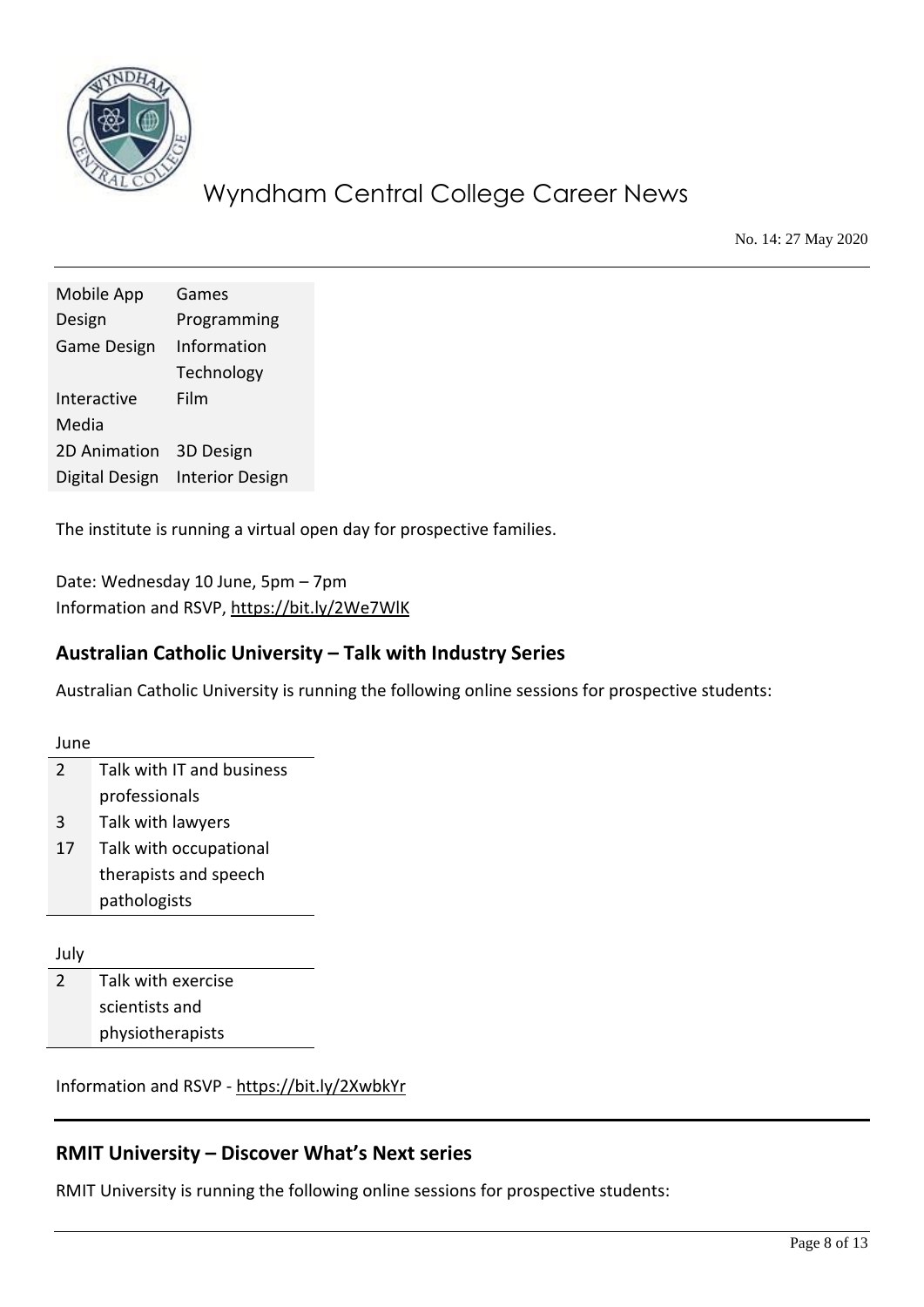| | |
|---|---|
| Mobile App Design | Games Programming |
| Game Design | Information Technology |
| Interactive Media | Film |
| 2D Animation | 3D Design |
| Digital Design | Interior Design |

The institute is running a virtual open day for prospective families.

Date: Wednesday 10 June, 5pm – 7pm
Information and RSVP, https://bit.ly/2We7WlK

## Australian Catholic University – Talk with Industry Series

Australian Catholic University is running the following online sessions for prospective students:

| June | |
|---|---|
| 2 | Talk with IT and business professionals |
| 3 | Talk with lawyers |
| 17 | Talk with occupational therapists and speech pathologists |

| July | |
|---|---|
| 2 | Talk with exercise scientists and physiotherapists |

Information and RSVP - https://bit.ly/2XwbkYr

## RMIT University – Discover What's Next series

RMIT University is running the following online sessions for prospective students: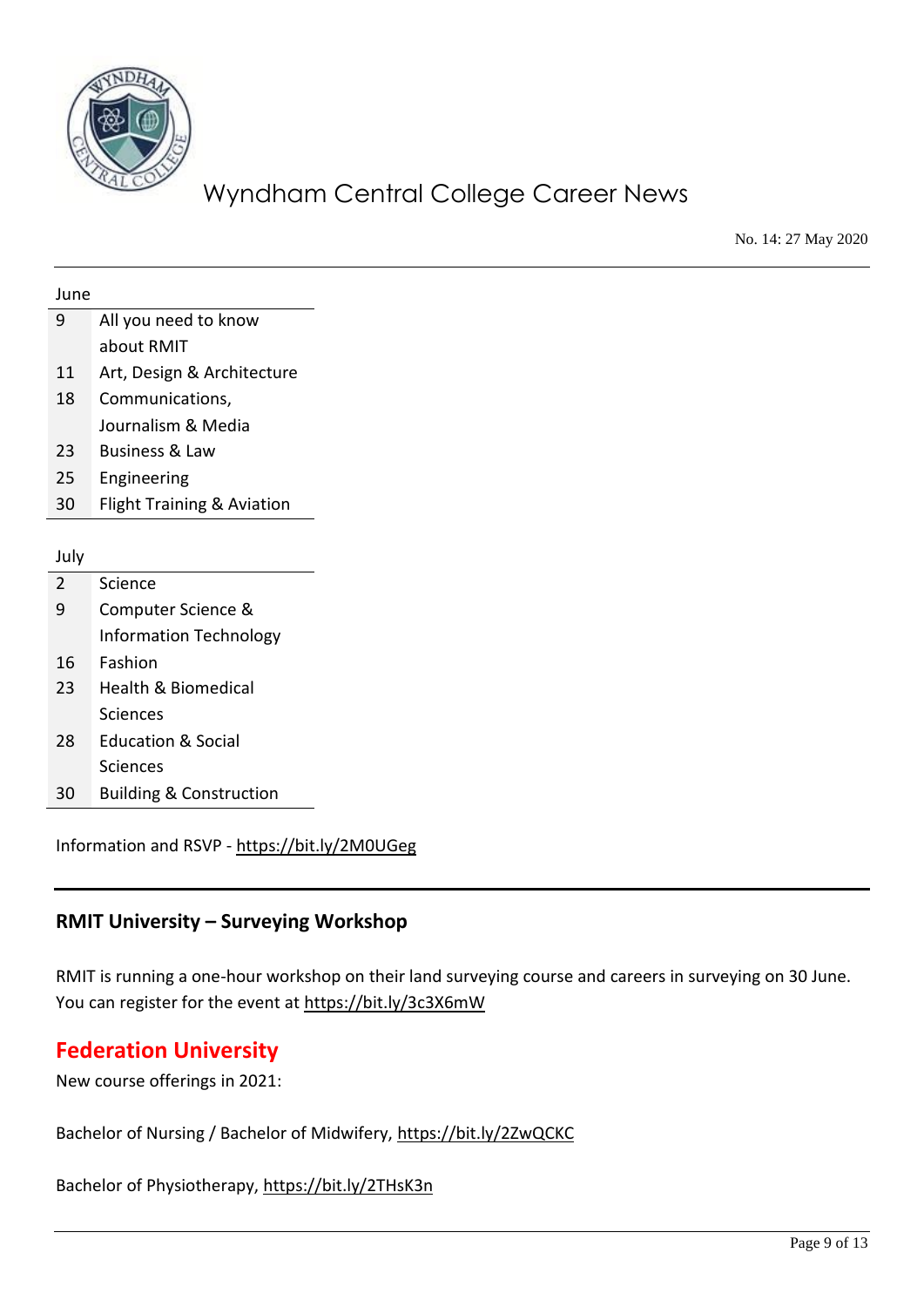| June | |
|---|---|
| 9 | All you need to know about RMIT |
| 11 | Art, Design & Architecture |
| 18 | Communications, Journalism & Media |
| 23 | Business & Law |
| 25 | Engineering |
| 30 | Flight Training & Aviation |

| July | |
|---|---|
| 2 | Science |
| 9 | Computer Science & Information Technology |
| 16 | Fashion |
| 23 | Health & Biomedical Sciences |
| 28 | Education & Social Sciences |
| 30 | Building & Construction |

Information and RSVP - https://bit.ly/2M0UGeg

---

## RMIT University – Surveying Workshop

RMIT is running a one-hour workshop on their land surveying course and careers in surveying on 30 June. You can register for the event at https://bit.ly/3c3X6mW

## Federation University

New course offerings in 2021:

Bachelor of Nursing / Bachelor of Midwifery, https://bit.ly/2ZwQCKC

Bachelor of Physiotherapy, https://bit.ly/2THsK3n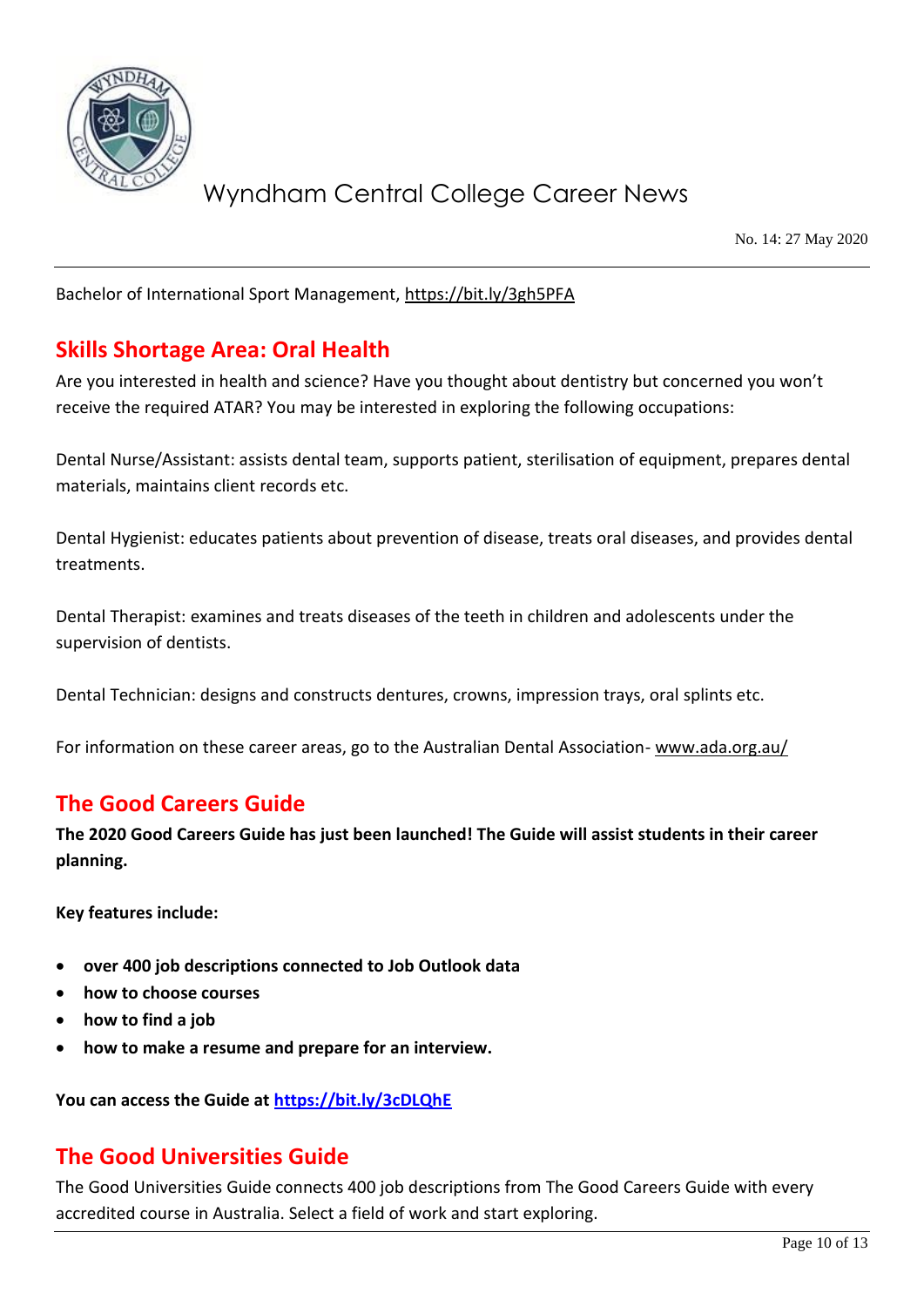Bachelor of International Sport Management, https://bit.ly/3gh5PFA

## Skills Shortage Area: Oral Health

Are you interested in health and science? Have you thought about dentistry but concerned you won't receive the required ATAR? You may be interested in exploring the following occupations:

Dental Nurse/Assistant: assists dental team, supports patient, sterilisation of equipment, prepares dental materials, maintains client records etc.

Dental Hygienist: educates patients about prevention of disease, treats oral diseases, and provides dental treatments.

Dental Therapist: examines and treats diseases of the teeth in children and adolescents under the supervision of dentists.

Dental Technician: designs and constructs dentures, crowns, impression trays, oral splints etc.

For information on these career areas, go to the Australian Dental Association- www.ada.org.au/

## The Good Careers Guide

**The 2020 Good Careers Guide has just been launched! The Guide will assist students in their career planning.**

**Key features include:**

- **over 400 job descriptions connected to Job Outlook data**
- **how to choose courses**
- **how to find a job**
- **how to make a resume and prepare for an interview.**

**You can access the Guide at https://bit.ly/3cDLQhE**

## The Good Universities Guide

The Good Universities Guide connects 400 job descriptions from The Good Careers Guide with every accredited course in Australia. Select a field of work and start exploring.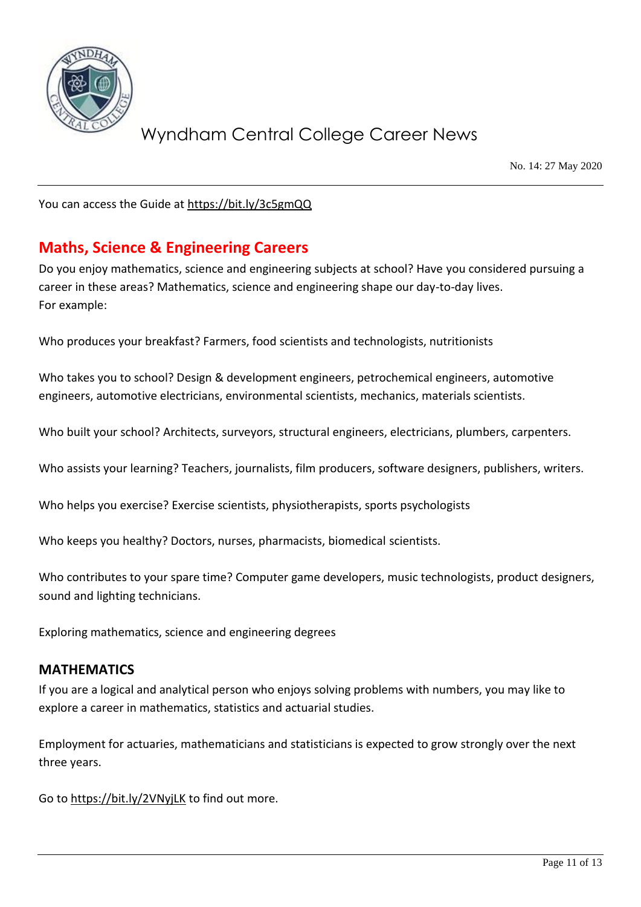You can access the Guide at https://bit.ly/3c5gmQQ

## Maths, Science & Engineering Careers

Do you enjoy mathematics, science and engineering subjects at school? Have you considered pursuing a career in these areas? Mathematics, science and engineering shape our day-to-day lives.
For example:

Who produces your breakfast? Farmers, food scientists and technologists, nutritionists

Who takes you to school? Design & development engineers, petrochemical engineers, automotive engineers, automotive electricians, environmental scientists, mechanics, materials scientists.

Who built your school? Architects, surveyors, structural engineers, electricians, plumbers, carpenters.

Who assists your learning? Teachers, journalists, film producers, software designers, publishers, writers.

Who helps you exercise? Exercise scientists, physiotherapists, sports psychologists

Who keeps you healthy? Doctors, nurses, pharmacists, biomedical scientists.

Who contributes to your spare time? Computer game developers, music technologists, product designers, sound and lighting technicians.

Exploring mathematics, science and engineering degrees

### MATHEMATICS

If you are a logical and analytical person who enjoys solving problems with numbers, you may like to explore a career in mathematics, statistics and actuarial studies.

Employment for actuaries, mathematicians and statisticians is expected to grow strongly over the next three years.

Go to https://bit.ly/2VNyjLK to find out more.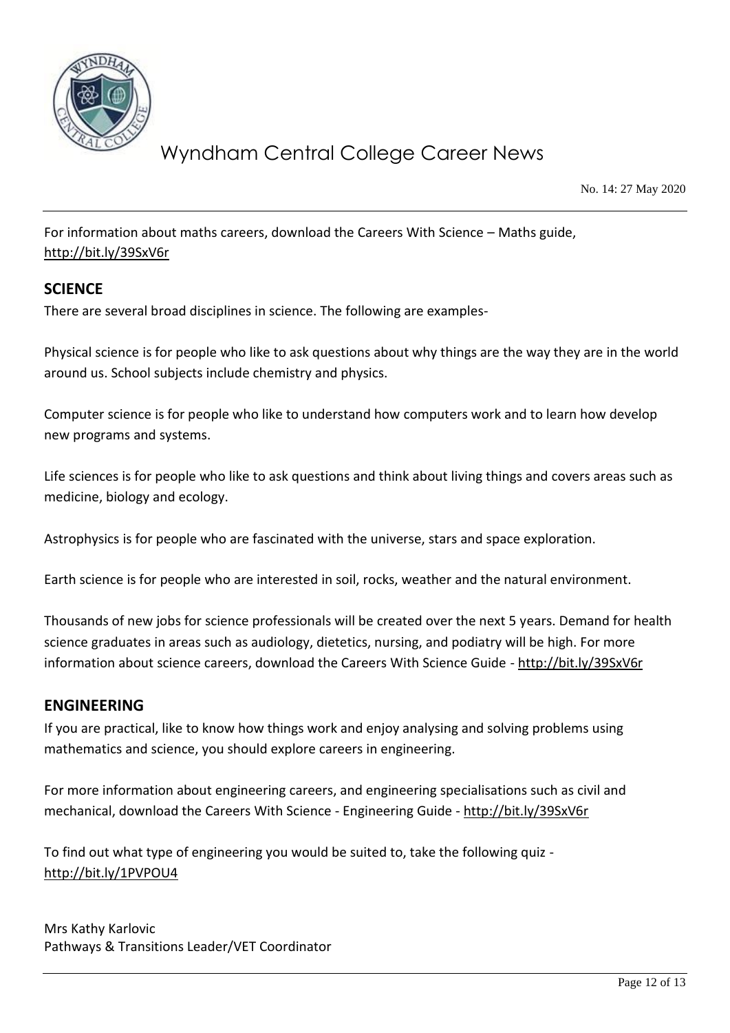For information about maths careers, download the Careers With Science – Maths guide, http://bit.ly/39SxV6r

## SCIENCE

There are several broad disciplines in science. The following are examples-

Physical science is for people who like to ask questions about why things are the way they are in the world around us. School subjects include chemistry and physics.

Computer science is for people who like to understand how computers work and to learn how develop new programs and systems.

Life sciences is for people who like to ask questions and think about living things and covers areas such as medicine, biology and ecology.

Astrophysics is for people who are fascinated with the universe, stars and space exploration.

Earth science is for people who are interested in soil, rocks, weather and the natural environment.

Thousands of new jobs for science professionals will be created over the next 5 years. Demand for health science graduates in areas such as audiology, dietetics, nursing, and podiatry will be high. For more information about science careers, download the Careers With Science Guide - http://bit.ly/39SxV6r

## ENGINEERING

If you are practical, like to know how things work and enjoy analysing and solving problems using mathematics and science, you should explore careers in engineering.

For more information about engineering careers, and engineering specialisations such as civil and mechanical, download the Careers With Science - Engineering Guide - http://bit.ly/39SxV6r

To find out what type of engineering you would be suited to, take the following quiz - http://bit.ly/1PVPOU4

Mrs Kathy Karlovic
Pathways & Transitions Leader/VET Coordinator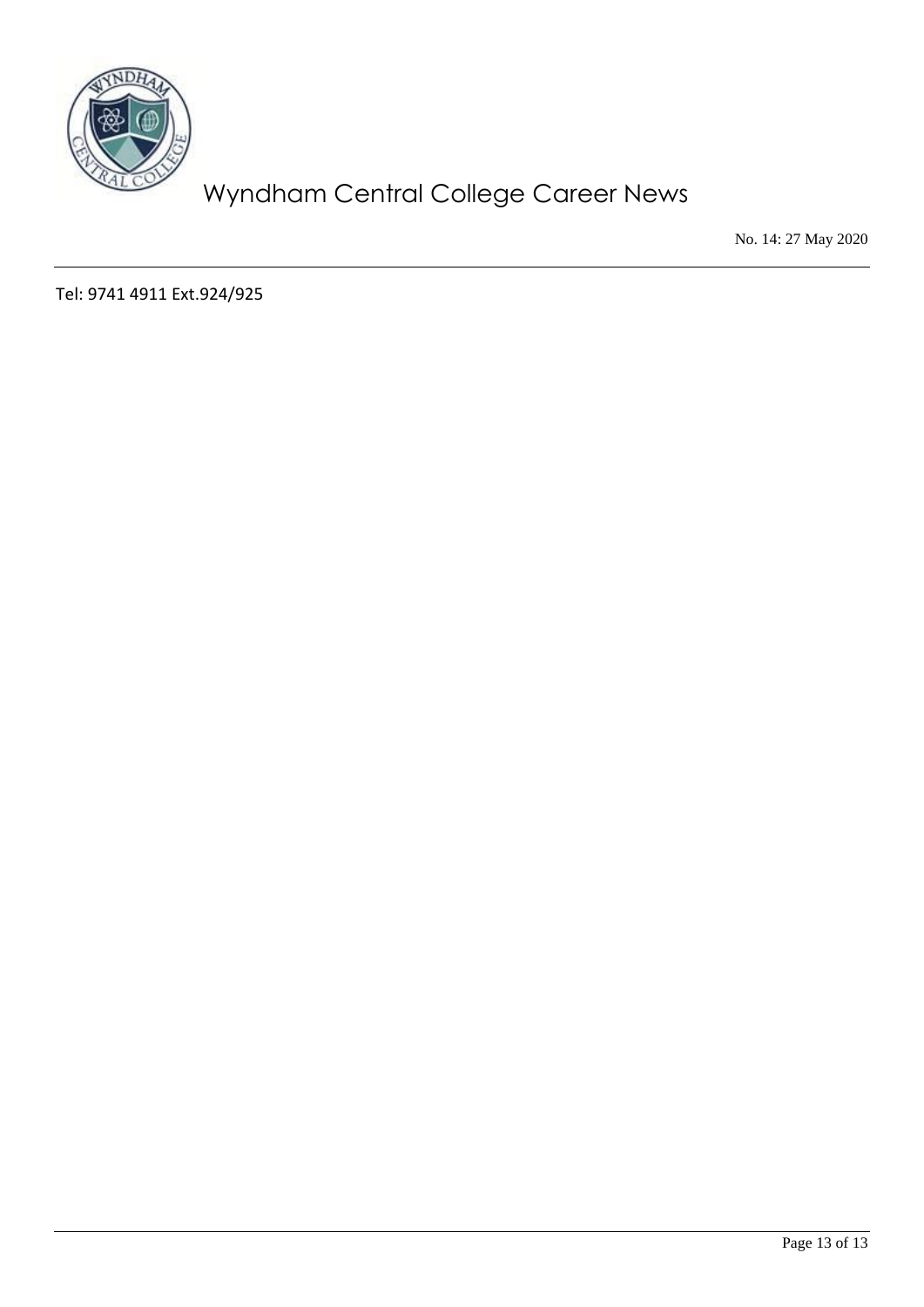Tel: 9741 4911 Ext.924/925